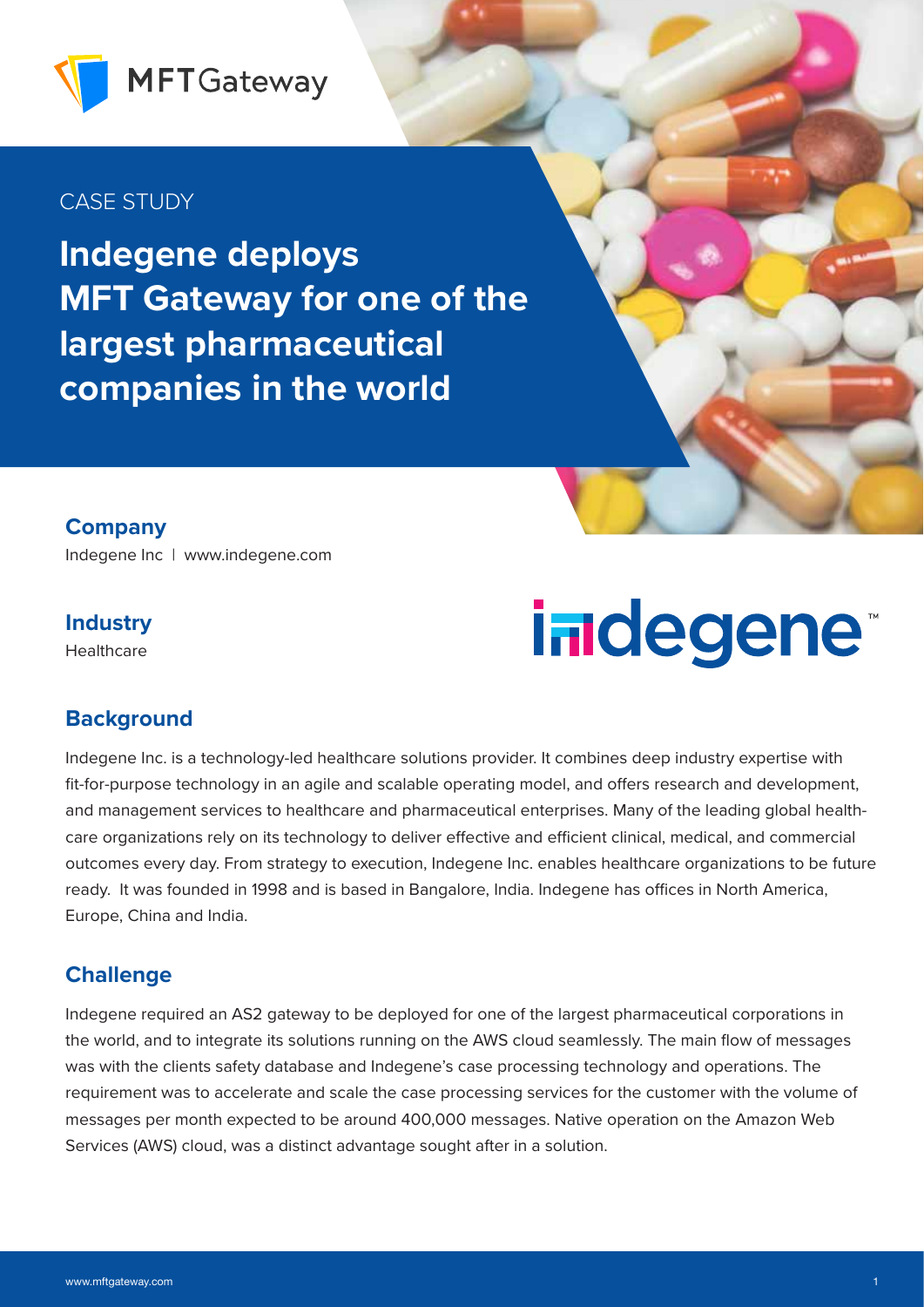CASE STUDY

# Indegene deploys MFT Gateway for one of the largest pharmaceutical companies in the world

## Company

Indegene Inc | www.indegene.com

## Industry

Healthcare

## Background

Indegene Inc. is a technology-led healthcare solutions provider. It combines deep industry expertise with fit-for-purpose technology in an agile and scalable operating model, and offers research and development, and management services to healthcare and pharmaceutical enterprises. Many of the leading global health-care organizations rely on its technology to deliver effective and efficient clinical, medical, and commercial outcomes every day. From strategy to execution, Indegene Inc. enables healthcare organizations to be future ready. It was founded in 1998 and is based in Bangalore, India. Indegene has offices in North America, Europe, China and India.

## Challenge

Indegene required an AS2 gateway to be deployed for one of the largest pharmaceutical corporations in the world, and to integrate its solutions running on the AWS cloud seamlessly. The main flow of messages was with the clients safety database and Indegene's case processing technology and operations. The requirement was to accelerate and scale the case processing services for the customer with the volume of messages per month expected to be around 400,000 messages. Native operation on the Amazon Web Services (AWS) cloud, was a distinct advantage sought after in a solution.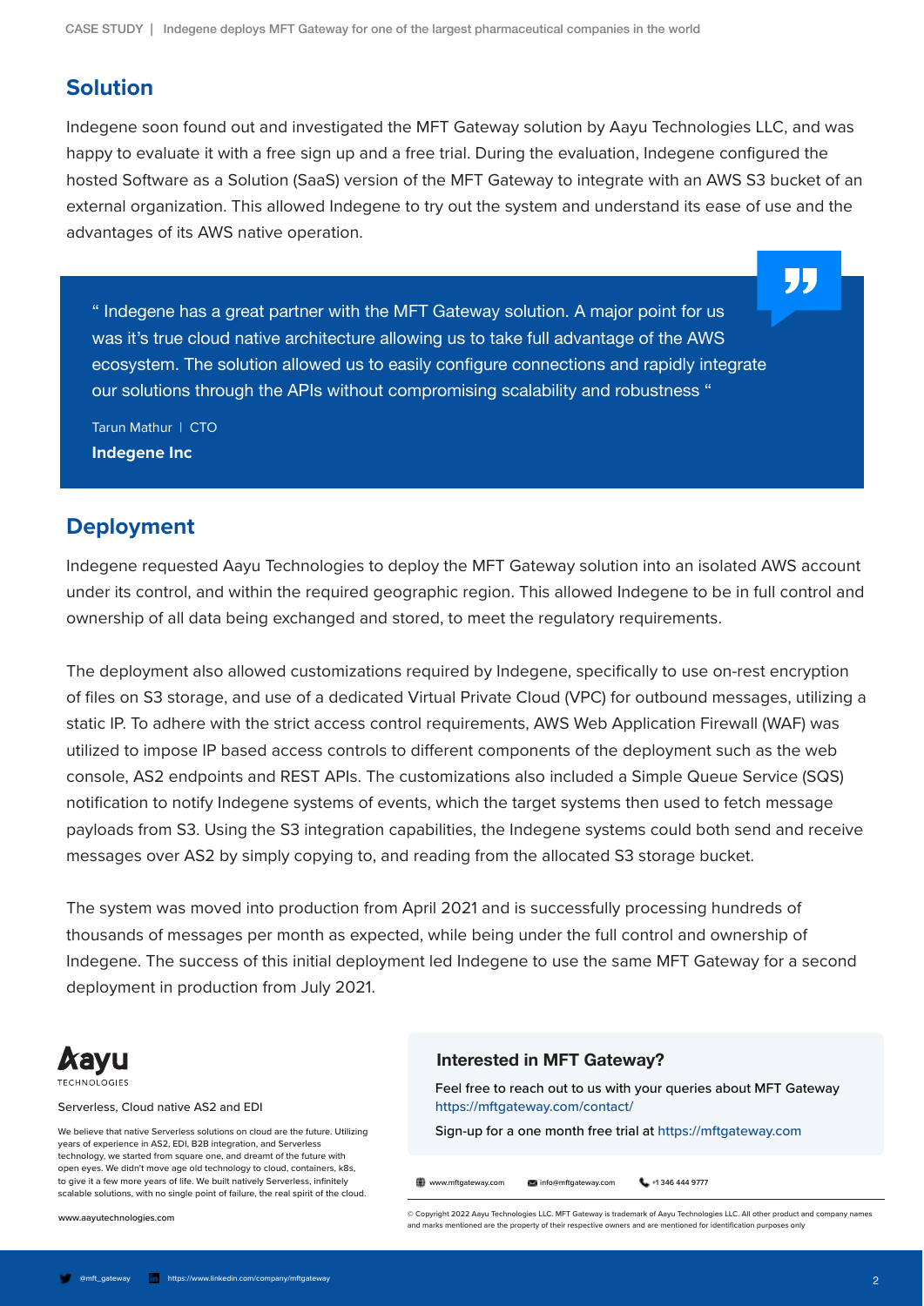## Solution

Indegene soon found out and investigated the MFT Gateway solution by Aayu Technologies LLC, and was happy to evaluate it with a free sign up and a free trial. During the evaluation, Indegene configured the hosted Software as a Solution (SaaS) version of the MFT Gateway to integrate with an AWS S3 bucket of an external organization. This allowed Indegene to try out the system and understand its ease of use and the advantages of its AWS native operation.

> " Indegene has a great partner with the MFT Gateway solution. A major point for us was it's true cloud native architecture allowing us to take full advantage of the AWS ecosystem. The solution allowed us to easily configure connections and rapidly integrate our solutions through the APIs without compromising scalability and robustness "
>
> Tarun Mathur | CTO
> **Indegene Inc**

## Deployment

Indegene requested Aayu Technologies to deploy the MFT Gateway solution into an isolated AWS account under its control, and within the required geographic region. This allowed Indegene to be in full control and ownership of all data being exchanged and stored, to meet the regulatory requirements.

The deployment also allowed customizations required by Indegene, specifically to use on-rest encryption of files on S3 storage, and use of a dedicated Virtual Private Cloud (VPC) for outbound messages, utilizing a static IP. To adhere with the strict access control requirements, AWS Web Application Firewall (WAF) was utilized to impose IP based access controls to different components of the deployment such as the web console, AS2 endpoints and REST APIs. The customizations also included a Simple Queue Service (SQS) notification to notify Indegene systems of events, which the target systems then used to fetch message payloads from S3. Using the S3 integration capabilities, the Indegene systems could both send and receive messages over AS2 by simply copying to, and reading from the allocated S3 storage bucket.

The system was moved into production from April 2021 and is successfully processing hundreds of thousands of messages per month as expected, while being under the full control and ownership of Indegene. The success of this initial deployment led Indegene to use the same MFT Gateway for a second deployment in production from July 2021.

**Aayu** TECHNOLOGIES

Serverless, Cloud native AS2 and EDI

We believe that native Serverless solutions on cloud are the future. Utilizing years of experience in AS2, EDI, B2B integration, and Serverless technology, we started from square one, and dreamt of the future with open eyes. We didn't move age old technology to cloud, containers, k8s, to give it a few more years of life. We built natively Serverless, infinitely scalable solutions, with no single point of failure, the real spirit of the cloud.

www.aayutechnologies.com

### Interested in MFT Gateway?

Feel free to reach out to us with your queries about MFT Gateway
https://mftgateway.com/contact/

Sign-up for a one month free trial at https://mftgateway.com

www.mftgateway.com | info@mftgateway.com | +1 346 444 9777

© Copyright 2022 Aayu Technologies LLC. MFT Gateway is trademark of Aayu Technologies LLC. All other product and company names and marks mentioned are the property of their respective owners and are mentioned for identification purposes only

@mft_gateway | https://www.linkedin.com/company/mftgateway